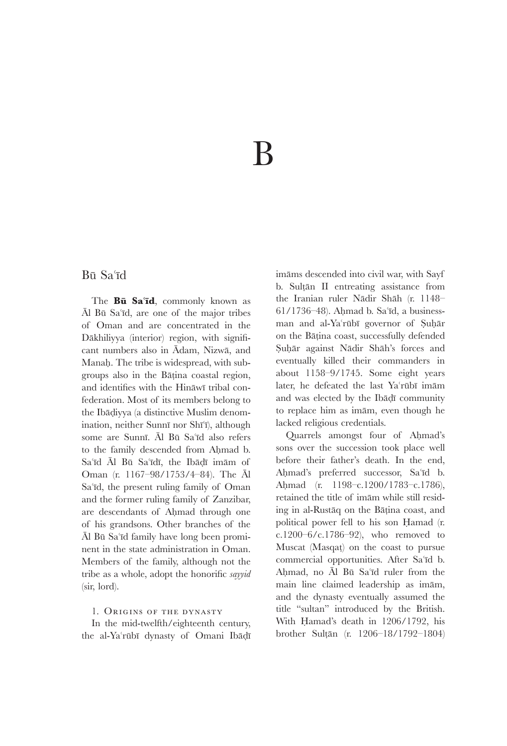# B

## Bū Saʿīd

The **Bū Saʿīd**, commonly known as Āl Bū Saʿīd, are one of the major tribes of Oman and are concentrated in the Dākhiliyya (interior) region, with significant numbers also in Ādam, Nizwā, and Manaḥ. The tribe is widespread, with subgroups also in the Bāṭina coastal region, and identifies with the Hināwī tribal confederation. Most of its members belong to the Ibāḍiyya (a distinctive Muslim denomination, neither Sunnī nor Shīʿī), although some are Sunnī. Āl Bū Saʿīd also refers to the family descended from Aḥmad b. Saʿīd Āl Bū Saʿīdī, the Ibāḍī imām of Oman (r. 1167–98/1753/4–84). The Āl Saʿīd, the present ruling family of Oman and the former ruling family of Zanzibar, are descendants of Aḥmad through one of his grandsons. Other branches of the Āl Bū Saʿīd family have long been prominent in the state administration in Oman. Members of the family, although not the tribe as a whole, adopt the honorific *sayyid* (sir, lord).

### 1. Origins of the dynasty

In the mid-twelfth/eighteenth century, the al-Yaʿrūbī dynasty of Omani Ibāḍī imāms descended into civil war, with Sayf b. Sulṭān II entreating assistance from the Iranian ruler Nādir Shāh (r. 1148–61/1736–48). Aḥmad b. Saʿīd, a businessman and al-Yaʿrūbī governor of Ṣuḥār on the Bāṭina coast, successfully defended Ṣuḥār against Nādir Shāh's forces and eventually killed their commanders in about 1158–9/1745. Some eight years later, he defeated the last Yaʿrūbī imām and was elected by the Ibāḍī community to replace him as imām, even though he lacked religious credentials.

Quarrels amongst four of Aḥmad's sons over the succession took place well before their father's death. In the end, Aḥmad's preferred successor, Saʿīd b. Aḥmad (r. 1198–c.1200/1783–c.1786), retained the title of imām while still residing in al-Rustāq on the Bāṭina coast, and political power fell to his son Ḥamad (r. c.1200–6/c.1786–92), who removed to Muscat (Masqaṭ) on the coast to pursue commercial opportunities. After Saʿīd b. Aḥmad, no Āl Bū Saʿīd ruler from the main line claimed leadership as imām, and the dynasty eventually assumed the title "sultan" introduced by the British. With Ḥamad's death in 1206/1792, his brother Sulṭān (r. 1206–18/1792–1804)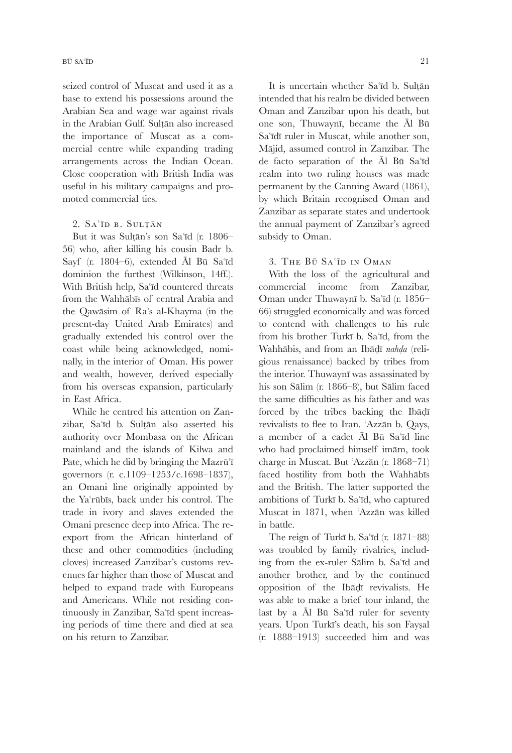seized control of Muscat and used it as a base to extend his possessions around the Arabian Sea and wage war against rivals in the Arabian Gulf. Sulṭān also increased the importance of Muscat as a commercial centre while expanding trading arrangements across the Indian Ocean. Close cooperation with British India was useful in his military campaigns and promoted commercial ties.

### 2. Saʿīd b. Sulṭān

But it was Sulṭān's son Saʿīd (r. 1806–56) who, after killing his cousin Badr b. Sayf (r. 1804–6), extended Āl Bū Saʿīd dominion the furthest (Wilkinson, 14ff.). With British help, Saʿīd countered threats from the Wahhābīs of central Arabia and the Qawāsim of Raʾs al-Khayma (in the present-day United Arab Emirates) and gradually extended his control over the coast while being acknowledged, nominally, in the interior of Oman. His power and wealth, however, derived especially from his overseas expansion, particularly in East Africa.

While he centred his attention on Zanzibar, Saʿīd b. Sulṭān also asserted his authority over Mombasa on the African mainland and the islands of Kilwa and Pate, which he did by bringing the Mazrūʿī governors (r. c.1109–1253/c.1698–1837), an Omani line originally appointed by the Yaʿrūbīs, back under his control. The trade in ivory and slaves extended the Omani presence deep into Africa. The re-export from the African hinterland of these and other commodities (including cloves) increased Zanzibar's customs revenues far higher than those of Muscat and helped to expand trade with Europeans and Americans. While not residing continuously in Zanzibar, Saʿīd spent increasing periods of time there and died at sea on his return to Zanzibar.

It is uncertain whether Saʿīd b. Sulṭān intended that his realm be divided between Oman and Zanzibar upon his death, but one son, Thuwaynī, became the Āl Bū Saʿīdī ruler in Muscat, while another son, Mājid, assumed control in Zanzibar. The de facto separation of the Āl Bū Saʿīd realm into two ruling houses was made permanent by the Canning Award (1861), by which Britain recognised Oman and Zanzibar as separate states and undertook the annual payment of Zanzibar's agreed subsidy to Oman.

### 3. The Bū Saʿīd in Oman

With the loss of the agricultural and commercial income from Zanzibar, Oman under Thuwaynī b. Saʿīd (r. 1856–66) struggled economically and was forced to contend with challenges to his rule from his brother Turkī b. Saʿīd, from the Wahhābīs, and from an Ibāḍī *nahḍa* (religious renaissance) backed by tribes from the interior. Thuwaynī was assassinated by his son Sālim (r. 1866–8), but Sālim faced the same difficulties as his father and was forced by the tribes backing the Ibāḍī revivalists to flee to Iran. ʿAzzān b. Qays, a member of a cadet Āl Bū Saʿīd line who had proclaimed himself imām, took charge in Muscat. But ʿAzzān (r. 1868–71) faced hostility from both the Wahhābīs and the British. The latter supported the ambitions of Turkī b. Saʿīd, who captured Muscat in 1871, when ʿAzzān was killed in battle.

The reign of Turkī b. Saʿīd (r. 1871–88) was troubled by family rivalries, including from the ex-ruler Sālim b. Saʿīd and another brother, and by the continued opposition of the Ibāḍī revivalists. He was able to make a brief tour inland, the last by a Āl Bū Saʿīd ruler for seventy years. Upon Turkī's death, his son Fayṣal (r. 1888–1913) succeeded him and was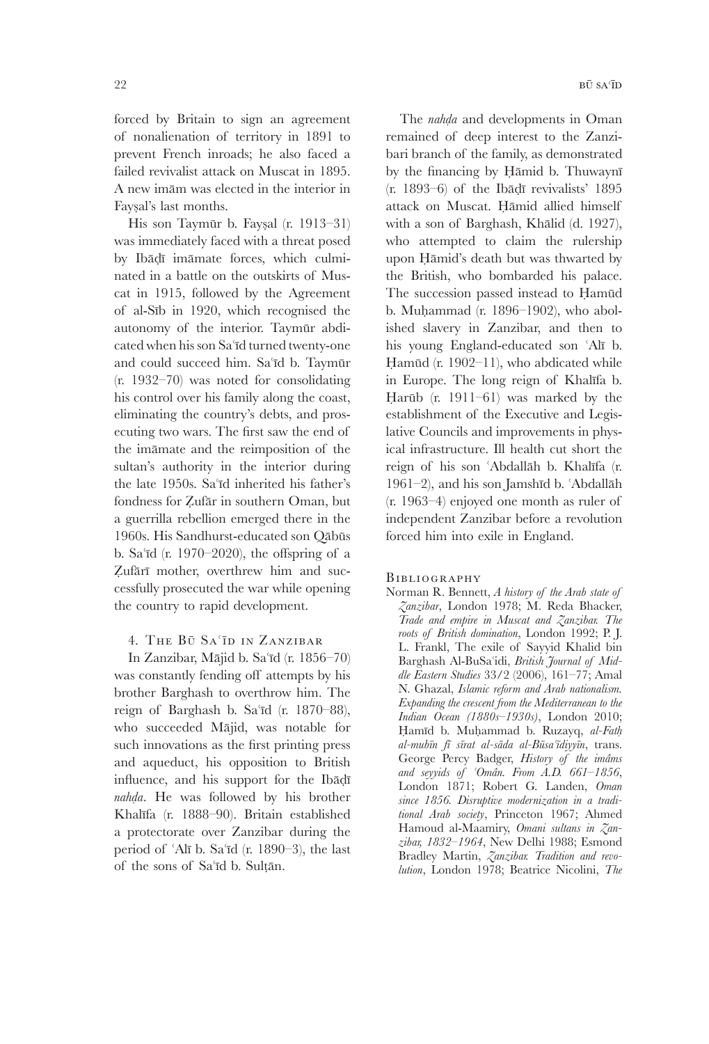forced by Britain to sign an agreement of nonalienation of territory in 1891 to prevent French inroads; he also faced a failed revivalist attack on Muscat in 1895. A new imām was elected in the interior in Fayṣal's last months.

His son Taymūr b. Fayṣal (r. 1913–31) was immediately faced with a threat posed by Ibāḍī imāmate forces, which culminated in a battle on the outskirts of Muscat in 1915, followed by the Agreement of al-Sīb in 1920, which recognised the autonomy of the interior. Taymūr abdicated when his son Saʿīd turned twenty-one and could succeed him. Saʿīd b. Taymūr (r. 1932–70) was noted for consolidating his control over his family along the coast, eliminating the country's debts, and prosecuting two wars. The first saw the end of the imāmate and the reimposition of the sultan's authority in the interior during the late 1950s. Saʿīd inherited his father's fondness for Ẓufār in southern Oman, but a guerrilla rebellion emerged there in the 1960s. His Sandhurst-educated son Qābūs b. Saʿīd (r. 1970–2020), the offspring of a Ẓufārī mother, overthrew him and successfully prosecuted the war while opening the country to rapid development.

## 4. The Bū Saʿīd in Zanzibar

In Zanzibar, Mājid b. Saʿīd (r. 1856–70) was constantly fending off attempts by his brother Barghash to overthrow him. The reign of Barghash b. Saʿīd (r. 1870–88), who succeeded Mājid, was notable for such innovations as the first printing press and aqueduct, his opposition to British influence, and his support for the Ibāḍī *nahḍa*. He was followed by his brother Khalīfa (r. 1888–90). Britain established a protectorate over Zanzibar during the period of ʿAlī b. Saʿīd (r. 1890–3), the last of the sons of Saʿīd b. Sulṭān.

The *nahḍa* and developments in Oman remained of deep interest to the Zanzibari branch of the family, as demonstrated by the financing by Ḥāmid b. Thuwaynī (r. 1893–6) of the Ibāḍī revivalists' 1895 attack on Muscat. Ḥāmid allied himself with a son of Barghash, Khālid (d. 1927), who attempted to claim the rulership upon Ḥāmid's death but was thwarted by the British, who bombarded his palace. The succession passed instead to Ḥamūd b. Muḥammad (r. 1896–1902), who abolished slavery in Zanzibar, and then to his young England-educated son ʿAlī b. Ḥamūd (r. 1902–11), who abdicated while in Europe. The long reign of Khalīfa b. Ḥarūb (r. 1911–61) was marked by the establishment of the Executive and Legislative Councils and improvements in physical infrastructure. Ill health cut short the reign of his son ʿAbdallāh b. Khalīfa (r. 1961–2), and his son Jamshīd b. ʿAbdallāh (r. 1963–4) enjoyed one month as ruler of independent Zanzibar before a revolution forced him into exile in England.

### Bibliography

Norman R. Bennett, *A history of the Arab state of Zanzibar*, London 1978; M. Reda Bhacker, *Trade and empire in Muscat and Zanzibar. The roots of British domination*, London 1992; P. J. L. Frankl, The exile of Sayyid Khalid bin Barghash Al-BuSaʿidi, *British Journal of Middle Eastern Studies* 33/2 (2006), 161–77; Amal N. Ghazal, *Islamic reform and Arab nationalism. Expanding the crescent from the Mediterranean to the Indian Ocean (1880s–1930s)*, London 2010; Ḥamīd b. Muḥammad b. Ruzayq, *al-Fatḥ al-mubīn fī sīrat al-sāda al-Būsaʿīdiyyīn*, trans. George Percy Badger, *History of the imâms and seyyids of ʿOmân. From A.D. 661–1856*, London 1871; Robert G. Landen, *Oman since 1856. Disruptive modernization in a traditional Arab society*, Princeton 1967; Ahmed Hamoud al-Maamiry, *Omani sultans in Zanzibar, 1832–1964*, New Delhi 1988; Esmond Bradley Martin, *Zanzibar. Tradition and revolution*, London 1978; Beatrice Nicolini, *The*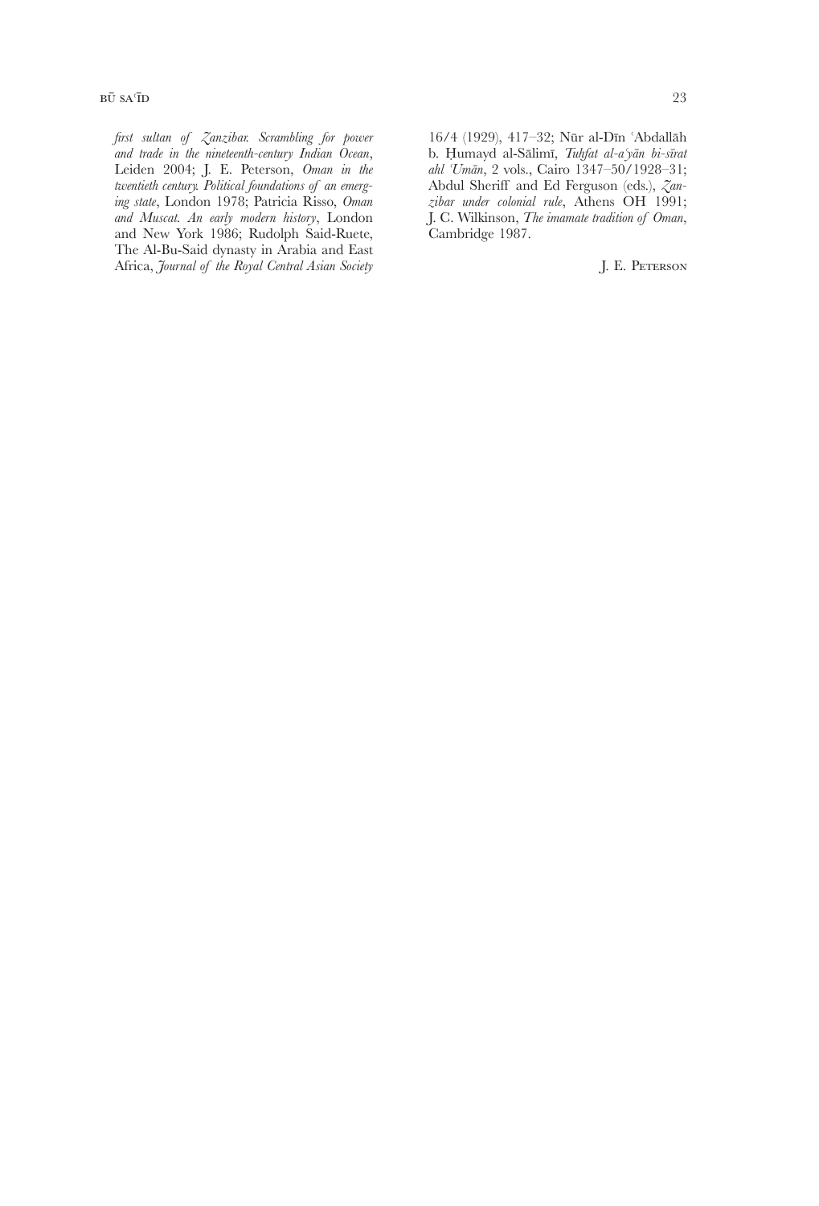*first sultan of Zanzibar. Scrambling for power and trade in the nineteenth-century Indian Ocean*, Leiden 2004; J. E. Peterson, *Oman in the twentieth century. Political foundations of an emerging state*, London 1978; Patricia Risso, *Oman and Muscat. An early modern history*, London and New York 1986; Rudolph Said-Ruete, The Al-Bu-Said dynasty in Arabia and East Africa, *Journal of the Royal Central Asian Society* 16/4 (1929), 417–32; Nūr al-Dīn ʿAbdallāh b. Ḥumayd al-Sālimī, *Tuḥfat al-aʿyān bi-sīrat ahl ʿUmān*, 2 vols., Cairo 1347–50/1928–31; Abdul Sheriff and Ed Ferguson (eds.), *Zanzibar under colonial rule*, Athens OH 1991; J. C. Wilkinson, *The imamate tradition of Oman*, Cambridge 1987.

J. E. Peterson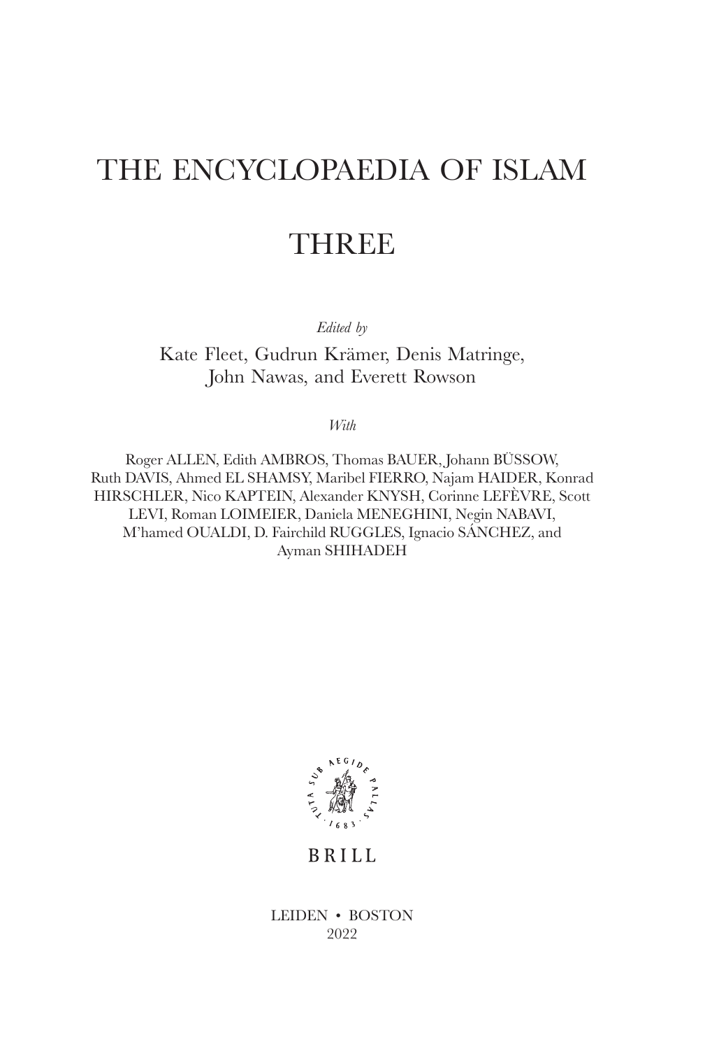# THE ENCYCLOPAEDIA OF ISLAM

# THREE

*Edited by*

Kate Fleet, Gudrun Krämer, Denis Matringe, John Nawas, and Everett Rowson

*With*

Roger ALLEN, Edith AMBROS, Thomas BAUER, Johann BÜSSOW, Ruth DAVIS, Ahmed EL SHAMSY, Maribel FIERRO, Najam HAIDER, Konrad HIRSCHLER, Nico KAPTEIN, Alexander KNYSH, Corinne LEFÈVRE, Scott LEVI, Roman LOIMEIER, Daniela MENEGHINI, Negin NABAVI, M'hamed OUALDI, D. Fairchild RUGGLES, Ignacio SÁNCHEZ, and Ayman SHIHADEH

BRILL

LEIDEN • BOSTON
2022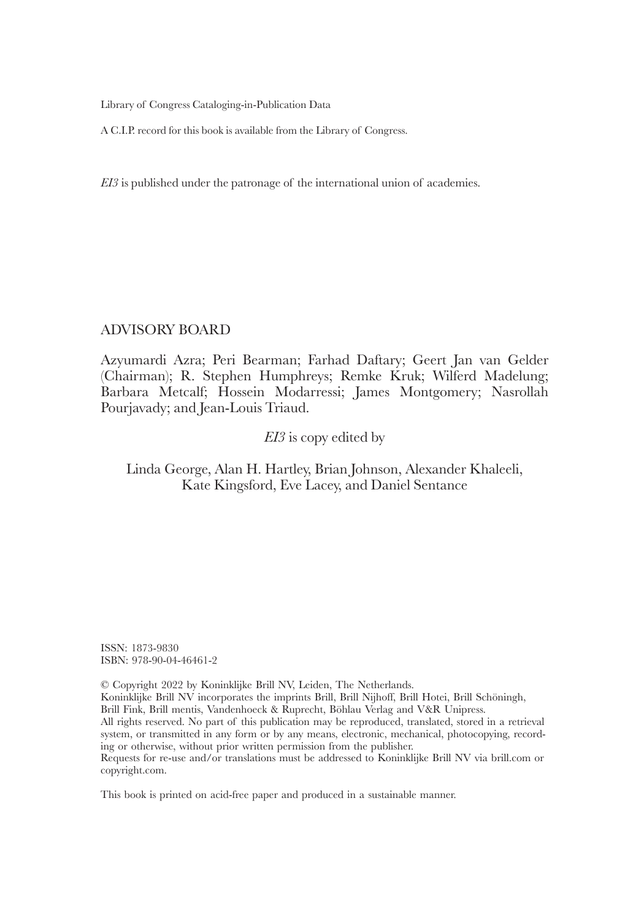Library of Congress Cataloging-in-Publication Data

A C.I.P. record for this book is available from the Library of Congress.

*EI3* is published under the patronage of the international union of academies.

## ADVISORY BOARD

Azyumardi Azra; Peri Bearman; Farhad Daftary; Geert Jan van Gelder (Chairman); R. Stephen Humphreys; Remke Kruk; Wilferd Madelung; Barbara Metcalf; Hossein Modarressi; James Montgomery; Nasrollah Pourjavady; and Jean-Louis Triaud.

*EI3* is copy edited by

Linda George, Alan H. Hartley, Brian Johnson, Alexander Khaleeli, Kate Kingsford, Eve Lacey, and Daniel Sentance

ISSN: 1873-9830
ISBN: 978-90-04-46461-2

© Copyright 2022 by Koninklijke Brill NV, Leiden, The Netherlands.
Koninklijke Brill NV incorporates the imprints Brill, Brill Nijhoff, Brill Hotei, Brill Schöningh, Brill Fink, Brill mentis, Vandenhoeck & Ruprecht, Böhlau Verlag and V&R Unipress.
All rights reserved. No part of this publication may be reproduced, translated, stored in a retrieval system, or transmitted in any form or by any means, electronic, mechanical, photocopying, recording or otherwise, without prior written permission from the publisher.
Requests for re-use and/or translations must be addressed to Koninklijke Brill NV via brill.com or copyright.com.

This book is printed on acid-free paper and produced in a sustainable manner.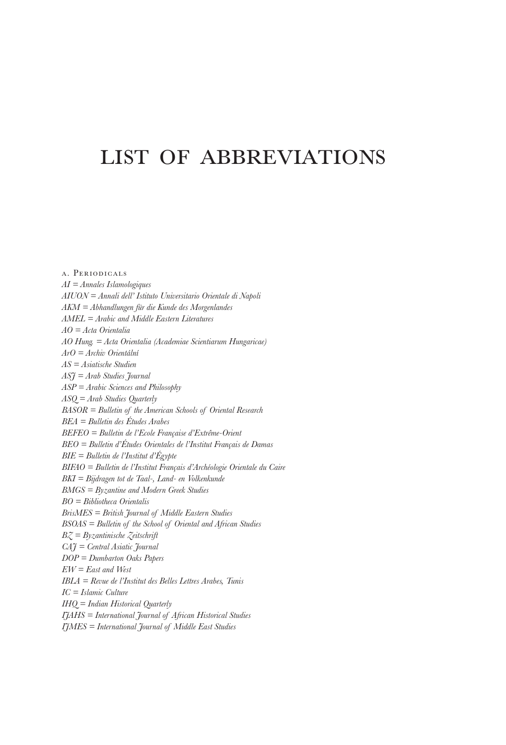# LIST OF ABBREVIATIONS

a. Periodicals

*AI = Annales Islamologiques*
*AIUON = Annali dell' Istituto Universitario Orientale di Napoli*
*AKM = Abhandlungen für die Kunde des Morgenlandes*
*AMEL = Arabic and Middle Eastern Literatures*
*AO = Acta Orientalia*
*AO Hung. = Acta Orientalia (Academiae Scientiarum Hungaricae)*
*ArO = Archiv Orientální*
*AS = Asiatische Studien*
*ASJ = Arab Studies Journal*
*ASP = Arabic Sciences and Philosophy*
*ASQ = Arab Studies Quarterly*
*BASOR = Bulletin of the American Schools of Oriental Research*
*BEA = Bulletin des Études Arabes*
*BEFEO = Bulletin de l'Ecole Française d'Extrême-Orient*
*BEO = Bulletin d'Études Orientales de l'Institut Français de Damas*
*BIE = Bulletin de l'Institut d'Égypte*
*BIFAO = Bulletin de l'Institut Français d'Archéologie Orientale du Caire*
*BKI = Bijdragen tot de Taal-, Land- en Volkenkunde*
*BMGS = Byzantine and Modern Greek Studies*
*BO = Bibliotheca Orientalis*
*BrisMES = British Journal of Middle Eastern Studies*
*BSOAS = Bulletin of the School of Oriental and African Studies*
*BZ = Byzantinische Zeitschrift*
*CAJ = Central Asiatic Journal*
*DOP = Dumbarton Oaks Papers*
*EW = East and West*
*IBLA = Revue de l'Institut des Belles Lettres Arabes, Tunis*
*IC = Islamic Culture*
*IHQ = Indian Historical Quarterly*
*IJAHS = International Journal of African Historical Studies*
*IJMES = International Journal of Middle East Studies*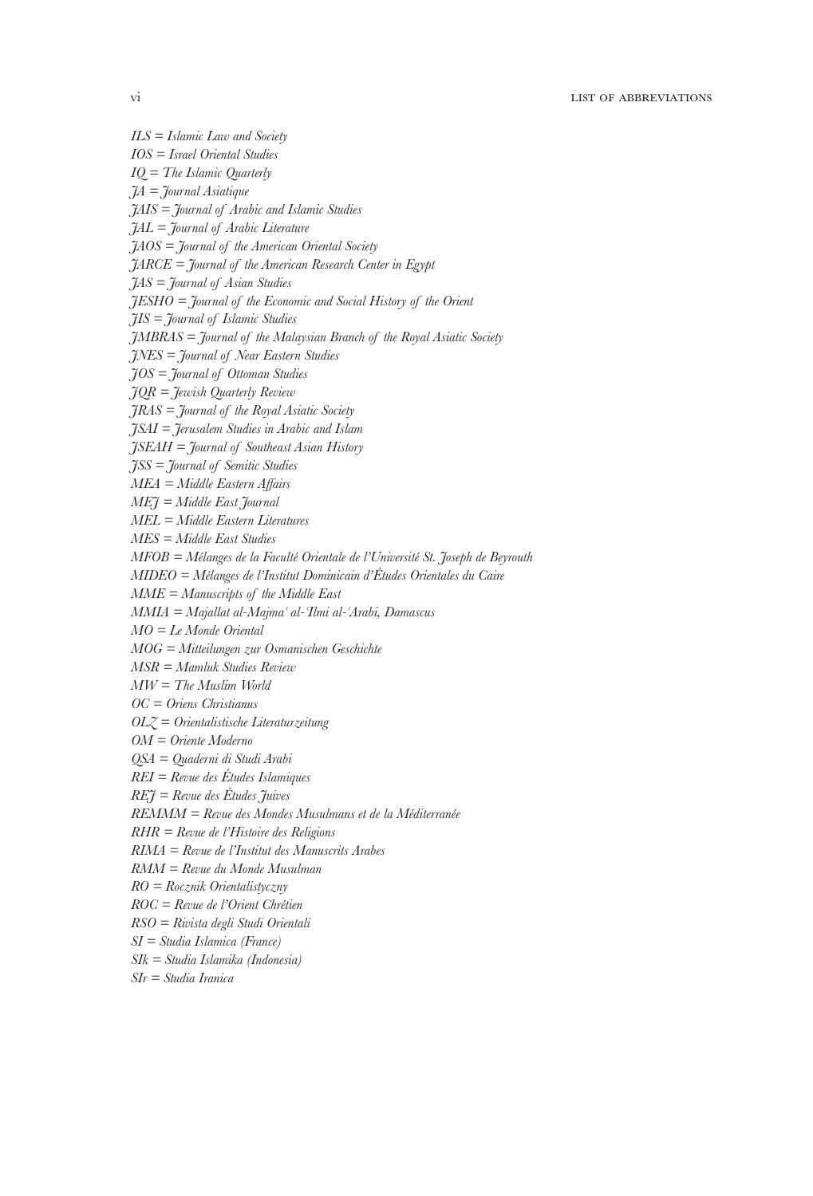*ILS = Islamic Law and Society*
*IOS = Israel Oriental Studies*
*IQ = The Islamic Quarterly*
*JA = Journal Asiatique*
*JAIS = Journal of Arabic and Islamic Studies*
*JAL = Journal of Arabic Literature*
*JAOS = Journal of the American Oriental Society*
*JARCE = Journal of the American Research Center in Egypt*
*JAS = Journal of Asian Studies*
*JESHO = Journal of the Economic and Social History of the Orient*
*JIS = Journal of Islamic Studies*
*JMBRAS = Journal of the Malaysian Branch of the Royal Asiatic Society*
*JNES = Journal of Near Eastern Studies*
*JOS = Journal of Ottoman Studies*
*JQR = Jewish Quarterly Review*
*JRAS = Journal of the Royal Asiatic Society*
*JSAI = Jerusalem Studies in Arabic and Islam*
*JSEAH = Journal of Southeast Asian History*
*JSS = Journal of Semitic Studies*
*MEA = Middle Eastern Affairs*
*MEJ = Middle East Journal*
*MEL = Middle Eastern Literatures*
*MES = Middle East Studies*
*MFOB = Mélanges de la Faculté Orientale de l'Université St. Joseph de Beyrouth*
*MIDEO = Mélanges de l'Institut Dominicain d'Études Orientales du Caire*
*MME = Manuscripts of the Middle East*
*MMIA = Majallat al-Majmaʿ al-ʿIlmi al-ʿArabi, Damascus*
*MO = Le Monde Oriental*
*MOG = Mitteilungen zur Osmanischen Geschichte*
*MSR = Mamluk Studies Review*
*MW = The Muslim World*
*OC = Oriens Christianus*
*OLZ = Orientalistische Literaturzeitung*
*OM = Oriente Moderno*
*QSA = Quaderni di Studi Arabi*
*REI = Revue des Études Islamiques*
*REJ = Revue des Études Juives*
*REMMM = Revue des Mondes Musulmans et de la Méditerranée*
*RHR = Revue de l'Histoire des Religions*
*RIMA = Revue de l'Institut des Manuscrits Arabes*
*RMM = Revue du Monde Musulman*
*RO = Rocznik Orientalistyczny*
*ROC = Revue de l'Orient Chrétien*
*RSO = Rivista degli Studi Orientali*
*SI = Studia Islamica (France)*
*SIk = Studia Islamika (Indonesia)*
*SIr = Studia Iranica*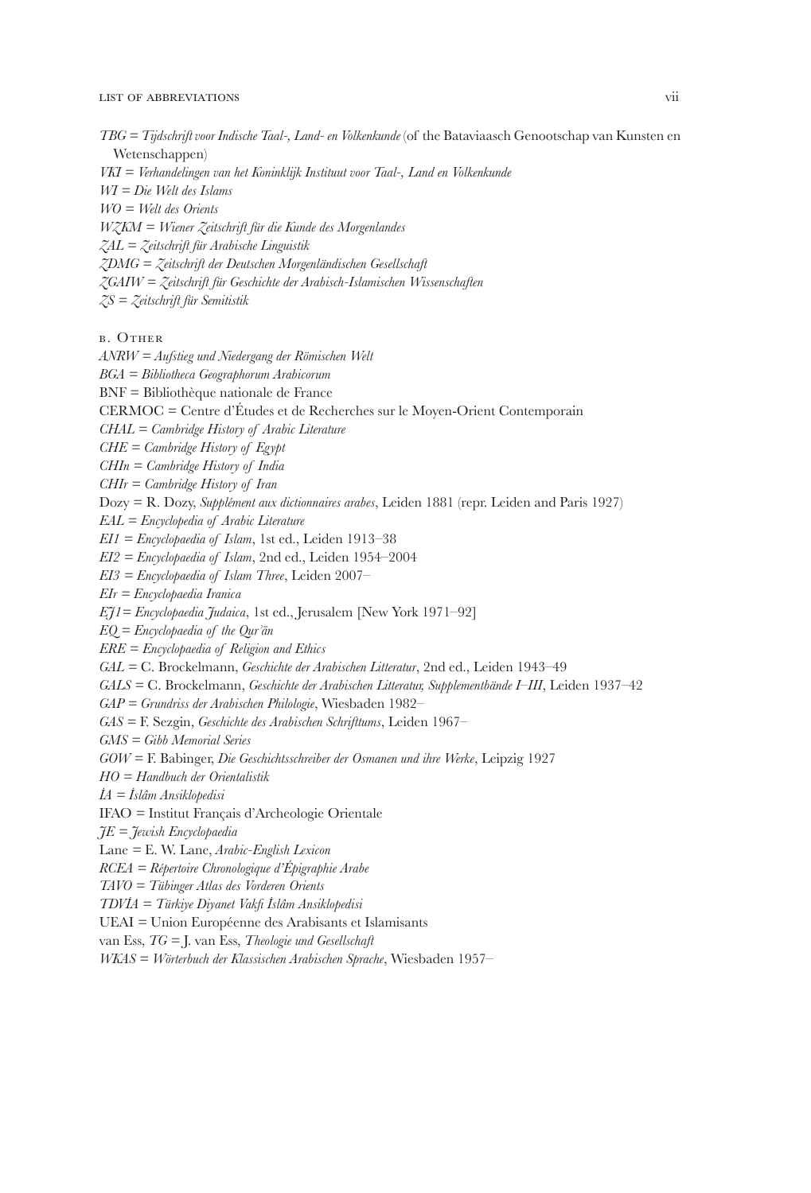*TBG* = *Tijdschrift voor Indische Taal-, Land- en Volkenkunde* (of the Bataviaasch Genootschap van Kunsten en Wetenschappen)

*VKI* = *Verhandelingen van het Koninklijk Instituut voor Taal-, Land en Volkenkunde*

*WI* = *Die Welt des Islams*

*WO* = *Welt des Orients*

*WZKM* = *Wiener Zeitschrift für die Kunde des Morgenlandes*

*ZAL* = *Zeitschrift für Arabische Linguistik*

*ZDMG* = *Zeitschrift der Deutschen Morgenländischen Gesellschaft*

*ZGAIW* = *Zeitschrift für Geschichte der Arabisch-Islamischen Wissenschaften*

*ZS* = *Zeitschrift für Semitistik*

b. Other

*ANRW* = *Aufstieg und Niedergang der Römischen Welt*

*BGA* = *Bibliotheca Geographorum Arabicorum*

BNF = Bibliothèque nationale de France

CERMOC = Centre d'Études et de Recherches sur le Moyen-Orient Contemporain

*CHAL* = *Cambridge History of Arabic Literature*

*CHE* = *Cambridge History of Egypt*

*CHIn* = *Cambridge History of India*

*CHIr* = *Cambridge History of Iran*

Dozy = R. Dozy, *Supplément aux dictionnaires arabes*, Leiden 1881 (repr. Leiden and Paris 1927)

*EAL* = *Encyclopedia of Arabic Literature*

*EI1* = *Encyclopaedia of Islam*, 1st ed., Leiden 1913–38

*EI2* = *Encyclopaedia of Islam*, 2nd ed., Leiden 1954–2004

*EI3* = *Encyclopaedia of Islam Three*, Leiden 2007–

*EIr* = *Encyclopaedia Iranica*

*EJ1* = *Encyclopaedia Judaica*, 1st ed., Jerusalem [New York 1971–92]

*EQ* = *Encyclopaedia of the Qur'ān*

*ERE* = *Encyclopaedia of Religion and Ethics*

*GAL* = C. Brockelmann, *Geschichte der Arabischen Litteratur*, 2nd ed., Leiden 1943–49

*GALS* = C. Brockelmann, *Geschichte der Arabischen Litteratur, Supplementbände I–III*, Leiden 1937–42

*GAP* = *Grundriss der Arabischen Philologie*, Wiesbaden 1982–

*GAS* = F. Sezgin, *Geschichte des Arabischen Schrifttums*, Leiden 1967–

*GMS* = *Gibb Memorial Series*

*GOW* = F. Babinger, *Die Geschichtsschreiber der Osmanen und ihre Werke*, Leipzig 1927

*HO* = *Handbuch der Orientalistik*

*İA* = *İslâm Ansiklopedisi*

IFAO = Institut Français d'Archeologie Orientale

*JE* = *Jewish Encyclopaedia*

Lane = E. W. Lane, *Arabic-English Lexicon*

*RCEA* = *Répertoire Chronologique d'Épigraphie Arabe*

*TAVO* = *Tübinger Atlas des Vorderen Orients*

*TDVİA* = *Türkiye Diyanet Vakfi İslâm Ansiklopedisi*

UEAI = Union Européenne des Arabisants et Islamisants

van Ess, *TG* = J. van Ess, *Theologie und Gesellschaft*

*WKAS* = *Wörterbuch der Klassischen Arabischen Sprache*, Wiesbaden 1957–